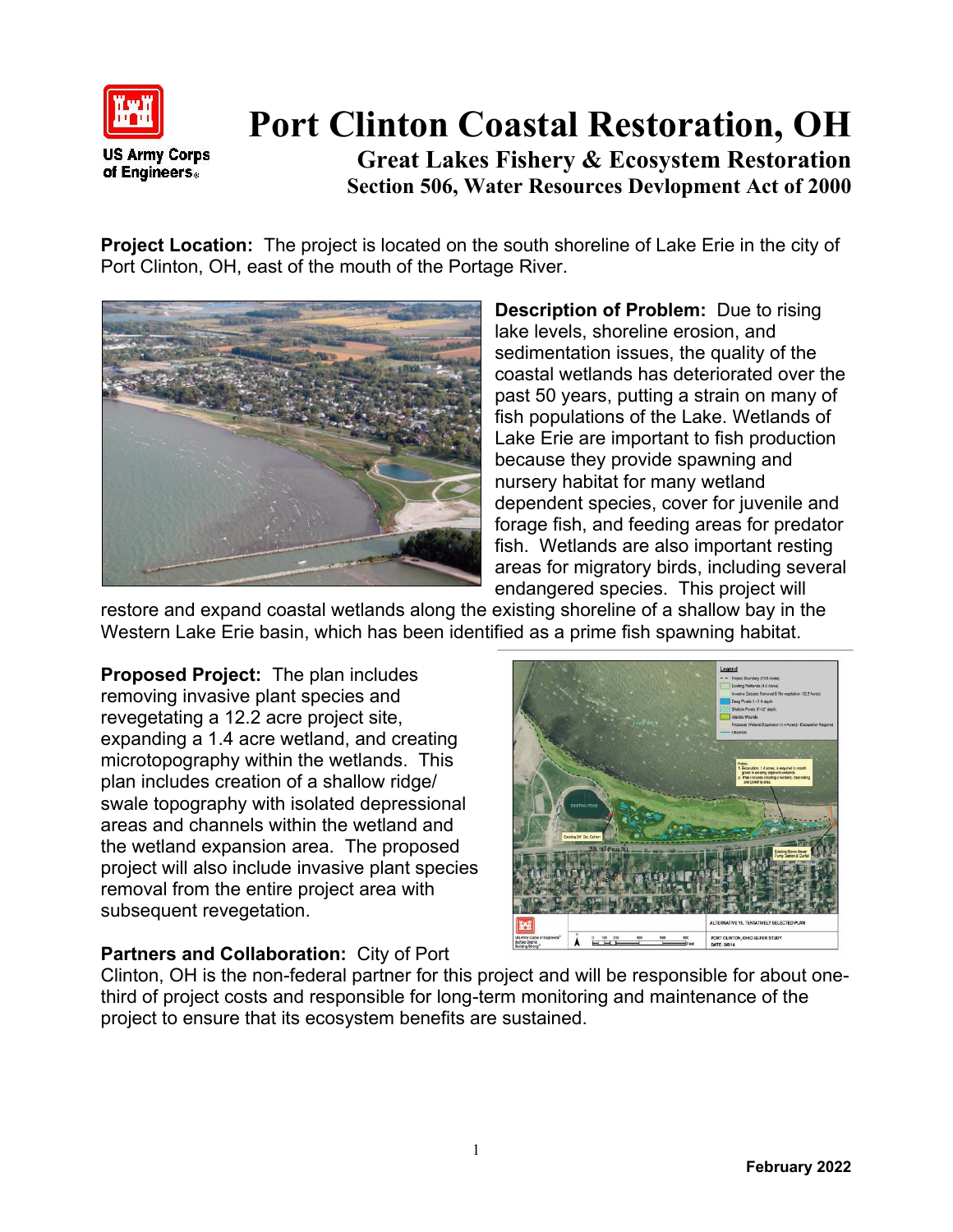US Army Corps of Engineers

# Port Clinton Coastal Restoration, OH

## Great Lakes Fishery & Ecosystem Restoration

### Section 506, Water Resources Devlopment Act of 2000

**Project Location:** The project is located on the south shoreline of Lake Erie in the city of Port Clinton, OH, east of the mouth of the Portage River.

**Description of Problem:** Due to rising lake levels, shoreline erosion, and sedimentation issues, the quality of the coastal wetlands has deteriorated over the past 50 years, putting a strain on many of fish populations of the Lake. Wetlands of Lake Erie are important to fish production because they provide spawning and nursery habitat for many wetland dependent species, cover for juvenile and forage fish, and feeding areas for predator fish. Wetlands are also important resting areas for migratory birds, including several endangered species. This project will restore and expand coastal wetlands along the existing shoreline of a shallow bay in the Western Lake Erie basin, which has been identified as a prime fish spawning habitat.

**Proposed Project:** The plan includes removing invasive plant species and revegetating a 12.2 acre project site, expanding a 1.4 acre wetland, and creating microtopography within the wetlands. This plan includes creation of a shallow ridge/ swale topography with isolated depressional areas and channels within the wetland and the wetland expansion area. The proposed project will also include invasive plant species removal from the entire project area with subsequent revegetation.

**Partners and Collaboration:** City of Port Clinton, OH is the non-federal partner for this project and will be responsible for about one-third of project costs and responsible for long-term monitoring and maintenance of the project to ensure that its ecosystem benefits are sustained.

February 2022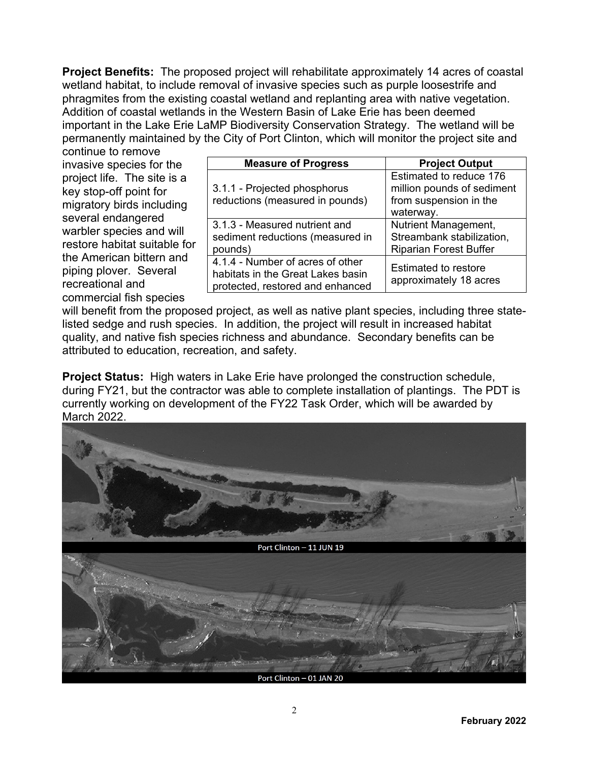**Project Benefits:** The proposed project will rehabilitate approximately 14 acres of coastal wetland habitat, to include removal of invasive species such as purple loosestrife and phragmites from the existing coastal wetland and replanting area with native vegetation. Addition of coastal wetlands in the Western Basin of Lake Erie has been deemed important in the Lake Erie LaMP Biodiversity Conservation Strategy. The wetland will be permanently maintained by the City of Port Clinton, which will monitor the project site and continue to remove invasive species for the project life. The site is a key stop-off point for migratory birds including several endangered warbler species and will restore habitat suitable for the American bittern and piping plover. Several recreational and commercial fish species will benefit from the proposed project, as well as native plant species, including three state-listed sedge and rush species. In addition, the project will result in increased habitat quality, and native fish species richness and abundance. Secondary benefits can be attributed to education, recreation, and safety.

| Measure of Progress | Project Output |
| --- | --- |
| 3.1.1 - Projected phosphorus reductions (measured in pounds) | Estimated to reduce 176 million pounds of sediment from suspension in the waterway. |
| 3.1.3 - Measured nutrient and sediment reductions (measured in pounds) | Nutrient Management, Streambank stabilization, Riparian Forest Buffer |
| 4.1.4 - Number of acres of other habitats in the Great Lakes basin protected, restored and enhanced | Estimated to restore approximately 18 acres |

**Project Status:** High waters in Lake Erie have prolonged the construction schedule, during FY21, but the contractor was able to complete installation of plantings. The PDT is currently working on development of the FY22 Task Order, which will be awarded by March 2022.

Port Clinton – 11 JUN 19

Port Clinton – 01 JAN 20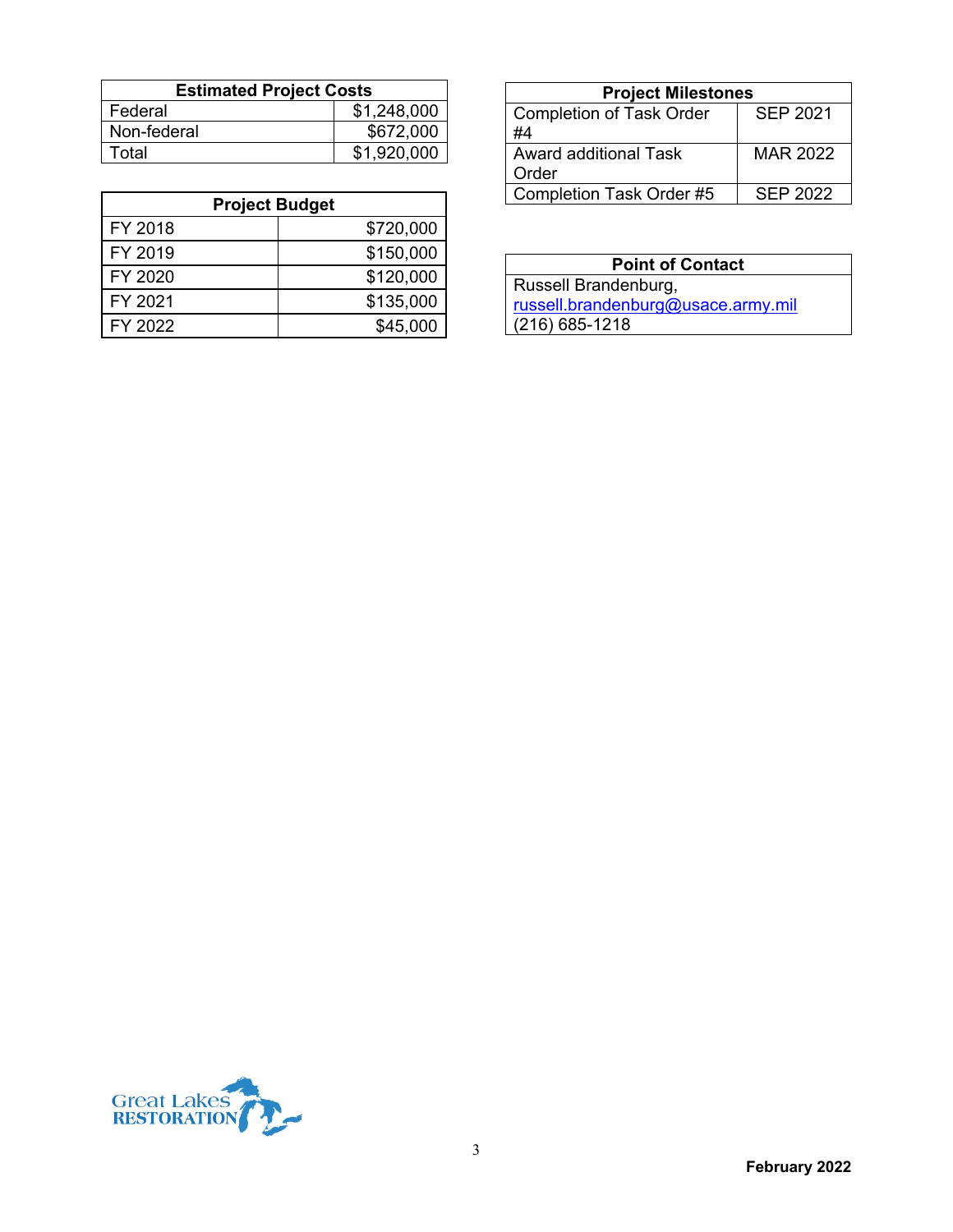| Estimated Project Costs | |
|---|---|
| Federal | $1,248,000 |
| Non-federal | $672,000 |
| Total | $1,920,000 |

| Project Budget | |
|---|---|
| FY 2018 | $720,000 |
| FY 2019 | $150,000 |
| FY 2020 | $120,000 |
| FY 2021 | $135,000 |
| FY 2022 | $45,000 |

| Project Milestones | |
|---|---|
| Completion of Task Order #4 | SEP 2021 |
| Award additional Task Order | MAR 2022 |
| Completion Task Order #5 | SEP 2022 |

| Point of Contact |
|---|
| Russell Brandenburg, russell.brandenburg@usace.army.mil (216) 685-1218 |

Great Lakes RESTORATION

February 2022